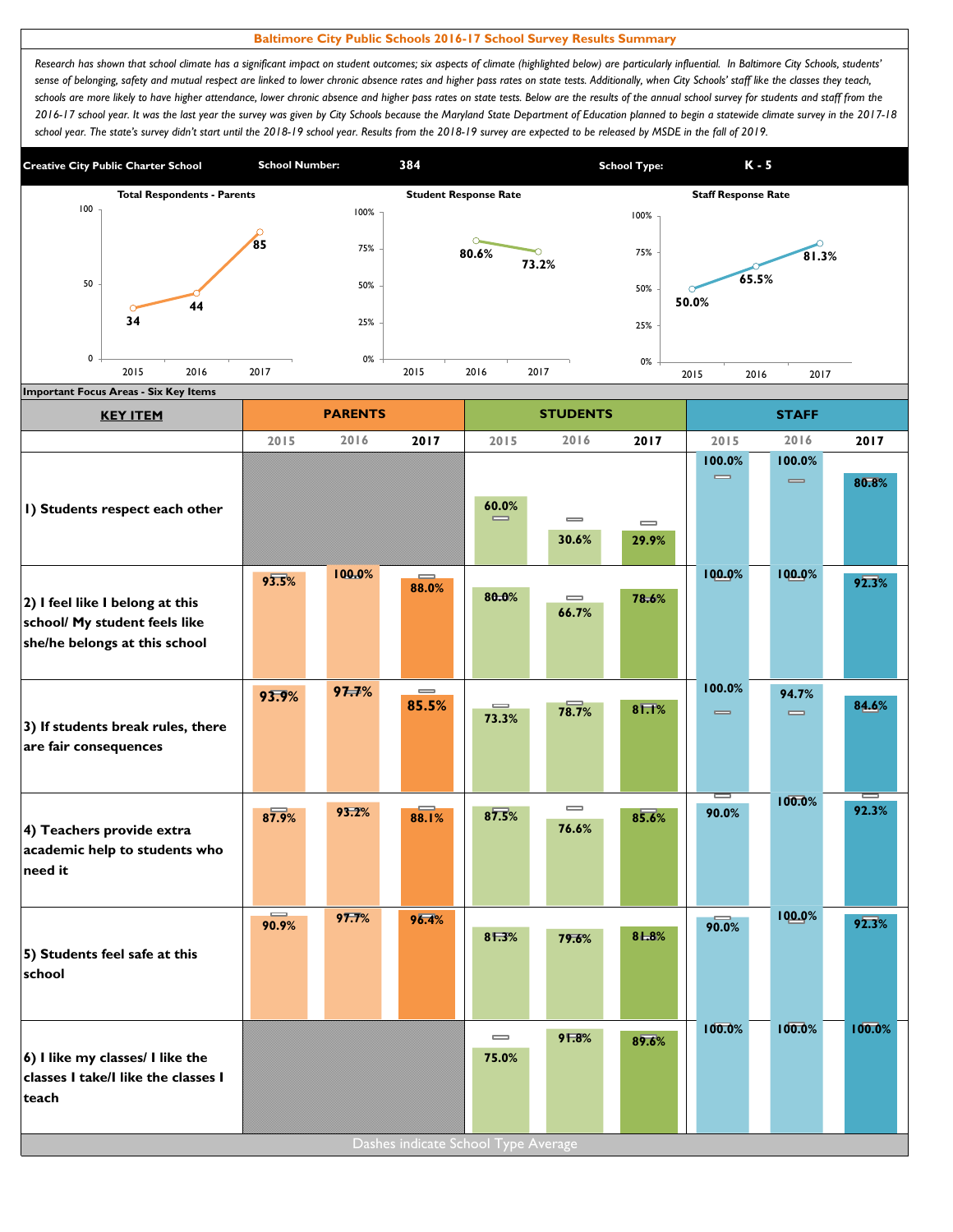# Baltimore City Public Schools 2016-17 School Survey Results Summary

*Research has shown that school climate has a significant impact on student outcomes; six aspects of climate (highlighted below) are particularly influential. In Baltimore City Schools, students' sense of belonging, safety and mutual respect are linked to lower chronic absence rates and higher pass rates on state tests. Additionally, when City Schools' staff like the classes they teach, schools are more likely to have higher attendance, lower chronic absence and higher pass rates on state tests. Below are the results of the annual school survey for students and staff from the 2016-17 school year. It was the last year the survey was given by City Schools because the Maryland State Department of Education planned to begin a statewide climate survey in the 2017-18 school year. The state's survey didn't start until the 2018-19 school year. Results from the 2018-19 survey are expected to be released by MSDE in the fall of 2019.*

**Creative City Public Charter School** | **School Number:** 384 | **School Type:** K - 5

**Total Respondents - Parents**

| 2015 | 2016 | 2017 |
|---|---|---|
| 34 | 44 | 85 |

**Student Response Rate**

| 2015 | 2016 | 2017 |
|---|---|---|
| | 80.6% | 73.2% |

**Staff Response Rate**

| 2015 | 2016 | 2017 |
|---|---|---|
| 50.0% | 65.5% | 81.3% |

**Important Focus Areas - Six Key Items**

| KEY ITEM | PARENTS 2015 | PARENTS 2016 | PARENTS 2017 | STUDENTS 2015 | STUDENTS 2016 | STUDENTS 2017 | STAFF 2015 | STAFF 2016 | STAFF 2017 |
|---|---|---|---|---|---|---|---|---|---|
| 1) Students respect each other | | | | 60.0% | 30.6% | 29.9% | 100.0% | 100.0% | 80.8% |
| 2) I feel like I belong at this school/ My student feels like she/he belongs at this school | 93.5% | 100.0% | 88.0% | 80.0% | 66.7% | 78.6% | 100.0% | 100.0% | 92.3% |
| 3) If students break rules, there are fair consequences | 93.9% | 97.7% | 85.5% | 73.3% | 78.7% | 81.1% | 100.0% | 94.7% | 84.6% |
| 4) Teachers provide extra academic help to students who need it | 87.9% | 93.2% | 88.1% | 87.5% | 76.6% | 85.6% | 90.0% | 100.0% | 92.3% |
| 5) Students feel safe at this school | 90.9% | 97.7% | 96.4% | 81.3% | 79.6% | 81.8% | 90.0% | 100.0% | 92.3% |
| 6) I like my classes/ I like the classes I take/I like the classes I teach | | | | 75.0% | 91.8% | 89.6% | 100.0% | 100.0% | 100.0% |

Dashes indicate School Type Average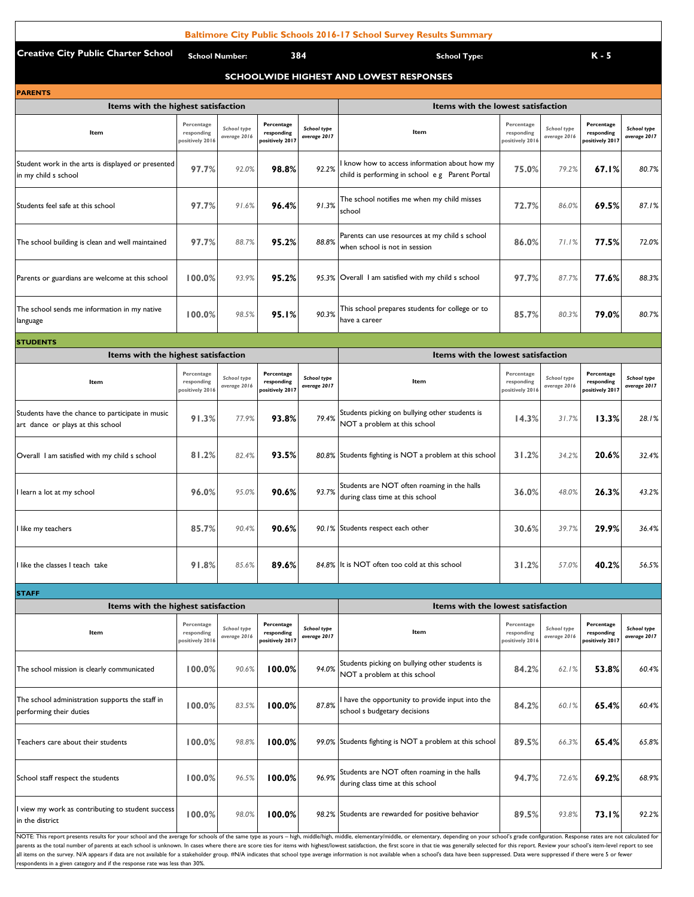## Baltimore City Public Schools 2016-17 School Survey Results Summary

**Creative City Public Charter School** | **School Number:** 384 | **School Type:** K - 5

### SCHOOLWIDE HIGHEST AND LOWEST RESPONSES

### PARENTS

| Items with the highest satisfaction | | | | | Items with the lowest satisfaction | | | | |
|---|---|---|---|---|---|---|---|---|---|
| Item | Percentage responding positively 2016 | School type average 2016 | Percentage responding positively 2017 | School type average 2017 | Item | Percentage responding positively 2016 | School type average 2016 | Percentage responding positively 2017 | School type average 2017 |
| Student work in the arts is displayed or presented in my child s school | **97.7%** | *92.0%* | **98.8%** | *92.2%* | I know how to access information about how my child is performing in school e g Parent Portal | **75.0%** | *79.2%* | **67.1%** | *80.7%* |
| Students feel safe at this school | **97.7%** | *91.6%* | **96.4%** | *91.3%* | The school notifies me when my child misses school | **72.7%** | *86.0%* | **69.5%** | *87.1%* |
| The school building is clean and well maintained | **97.7%** | *88.7%* | **95.2%** | *88.8%* | Parents can use resources at my child s school when school is not in session | **86.0%** | *71.1%* | **77.5%** | *72.0%* |
| Parents or guardians are welcome at this school | **100.0%** | *93.9%* | **95.2%** | *95.3%* | Overall I am satisfied with my child s school | **97.7%** | *87.7%* | **77.6%** | *88.3%* |
| The school sends me information in my native language | **100.0%** | *98.5%* | **95.1%** | *90.3%* | This school prepares students for college or to have a career | **85.7%** | *80.3%* | **79.0%** | *80.7%* |

### STUDENTS

| Items with the highest satisfaction | | | | | Items with the lowest satisfaction | | | | |
|---|---|---|---|---|---|---|---|---|---|
| Item | Percentage responding positively 2016 | School type average 2016 | Percentage responding positively 2017 | School type average 2017 | Item | Percentage responding positively 2016 | School type average 2016 | Percentage responding positively 2017 | School type average 2017 |
| Students have the chance to participate in music art dance or plays at this school | **91.3%** | *77.9%* | **93.8%** | *79.4%* | Students picking on bullying other students is NOT a problem at this school | **14.3%** | *31.7%* | **13.3%** | *28.1%* |
| Overall I am satisfied with my child s school | **81.2%** | *82.4%* | **93.5%** | *80.8%* | Students fighting is NOT a problem at this school | **31.2%** | *34.2%* | **20.6%** | *32.4%* |
| I learn a lot at my school | **96.0%** | *95.0%* | **90.6%** | *93.7%* | Students are NOT often roaming in the halls during class time at this school | **36.0%** | *48.0%* | **26.3%** | *43.2%* |
| I like my teachers | **85.7%** | *90.4%* | **90.6%** | *90.1%* | Students respect each other | **30.6%** | *39.7%* | **29.9%** | *36.4%* |
| I like the classes I teach take | **91.8%** | *85.6%* | **89.6%** | *84.8%* | It is NOT often too cold at this school | **31.2%** | *57.0%* | **40.2%** | *56.5%* |

### STAFF

| Items with the highest satisfaction | | | | | Items with the lowest satisfaction | | | | |
|---|---|---|---|---|---|---|---|---|---|
| Item | Percentage responding positively 2016 | School type average 2016 | Percentage responding positively 2017 | School type average 2017 | Item | Percentage responding positively 2016 | School type average 2016 | Percentage responding positively 2017 | School type average 2017 |
| The school mission is clearly communicated | **100.0%** | *90.6%* | **100.0%** | *94.0%* | Students picking on bullying other students is NOT a problem at this school | **84.2%** | *62.1%* | **53.8%** | *60.4%* |
| The school administration supports the staff in performing their duties | **100.0%** | *83.5%* | **100.0%** | *87.8%* | I have the opportunity to provide input into the school s budgetary decisions | **84.2%** | *60.1%* | **65.4%** | *60.4%* |
| Teachers care about their students | **100.0%** | *98.8%* | **100.0%** | *99.0%* | Students fighting is NOT a problem at this school | **89.5%** | *66.3%* | **65.4%** | *65.8%* |
| School staff respect the students | **100.0%** | *96.5%* | **100.0%** | *96.9%* | Students are NOT often roaming in the halls during class time at this school | **94.7%** | *72.6%* | **69.2%** | *68.9%* |
| I view my work as contributing to student success in the district | **100.0%** | *98.0%* | **100.0%** | *98.2%* | Students are rewarded for positive behavior | **89.5%** | *93.8%* | **73.1%** | *92.2%* |

NOTE: This report presents results for your school and the average for schools of the same type as yours – high, middle/high, middle, elementary/middle, or elementary, depending on your school's grade configuration. Response rates are not calculated for parents as the total number of parents at each school is unknown. In cases where there are score ties for items with highest/lowest satisfaction, the first score in that tie was generally selected for this report. Review your school's item-level report to see all items on the survey. N/A appears if data are not available for a stakeholder group. #N/A indicates that school type average information is not available when a school's data have been suppressed. Data were suppressed if there were 5 or fewer respondents in a given category and if the response rate was less than 30%.